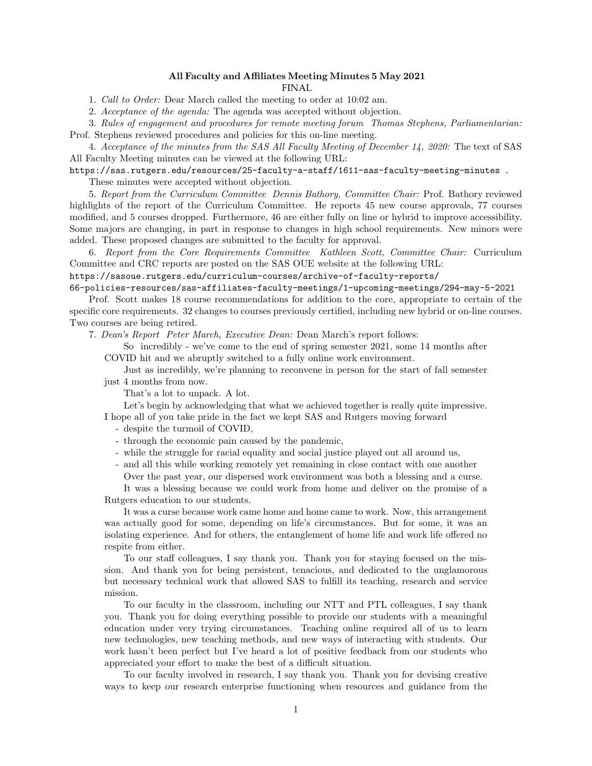**All Faculty and Affiliates Meeting Minutes 5 May 2021**

FINAL

1. *Call to Order:* Dear March called the meeting to order at 10:02 am.

2. *Acceptance of the agenda:* The agenda was accepted without objection.

3. *Rules of engagement and procedures for remote meeting forum Thomas Stephens, Parliamentarian:* Prof. Stephens reviewed procedures and policies for this on-line meeting.

4. *Acceptance of the minutes from the SAS All Faculty Meeting of December 14, 2020:* The text of SAS All Faculty Meeting minutes can be viewed at the following URL:
`https://sas.rutgers.edu/resources/25-faculty-a-staff/1611-sas-faculty-meeting-minutes` .
These minutes were accepted without objection.

5. *Report from the Curriculum Committee Dennis Bathory, Committee Chair:* Prof. Bathory reviewed highlights of the report of the Curriculum Committee. He reports 45 new course approvals, 77 courses modified, and 5 courses dropped. Furthermore, 46 are either fully on line or hybrid to improve accessibility. Some majors are changing, in part in response to changes in high school requirements. New minors were added. These proposed changes are submitted to the faculty for approval.

6. *Report from the Core Requirements Committee Kathleen Scott, Committee Chair:* Curriculum Committee and CRC reports are posted on the SAS OUE website at the following URL:
`https://sasoue.rutgers.edu/curriculum-courses/archive-of-faculty-reports/66-policies-resources/sas-affiliates-faculty-meetings/1-upcoming-meetings/294-may-5-2021`

Prof. Scott makes 18 course recommendations for addition to the core, appropriate to certain of the specific core requirements. 32 changes to courses previously certified, including new hybrid or on-line courses. Two courses are being retired.

7. *Dean's Report Peter March, Executive Dean:* Dean March's report follows:

> So incredibly - we've come to the end of spring semester 2021, some 14 months after COVID hit and we abruptly switched to a fully online work environment.
>
> Just as incredibly, we're planning to reconvene in person for the start of fall semester just 4 months from now.
>
> That's a lot to unpack. A lot.
>
> Let's begin by acknowledging that what we achieved together is really quite impressive. I hope all of you take pride in the fact we kept SAS and Rutgers moving forward
>
> - despite the turmoil of COVID,
> - through the economic pain caused by the pandemic,
> - while the struggle for racial equality and social justice played out all around us,
> - and all this while working remotely yet remaining in close contact with one another
>
> Over the past year, our dispersed work environment was both a blessing and a curse.
>
> It was a blessing because we could work from home and deliver on the promise of a Rutgers education to our students.
>
> It was a curse because work came home and home came to work. Now, this arrangement was actually good for some, depending on life's circumstances. But for some, it was an isolating experience. And for others, the entanglement of home life and work life offered no respite from either.
>
> To our staff colleagues, I say thank you. Thank you for staying focused on the mission. And thank you for being persistent, tenacious, and dedicated to the unglamorous but necessary technical work that allowed SAS to fulfill its teaching, research and service mission.
>
> To our faculty in the classroom, including our NTT and PTL colleagues, I say thank you. Thank you for doing everything possible to provide our students with a meaningful education under very trying circumstances. Teaching online required all of us to learn new technologies, new teaching methods, and new ways of interacting with students. Our work hasn't been perfect but I've heard a lot of positive feedback from our students who appreciated your effort to make the best of a difficult situation.
>
> To our faculty involved in research, I say thank you. Thank you for devising creative ways to keep our research enterprise functioning when resources and guidance from the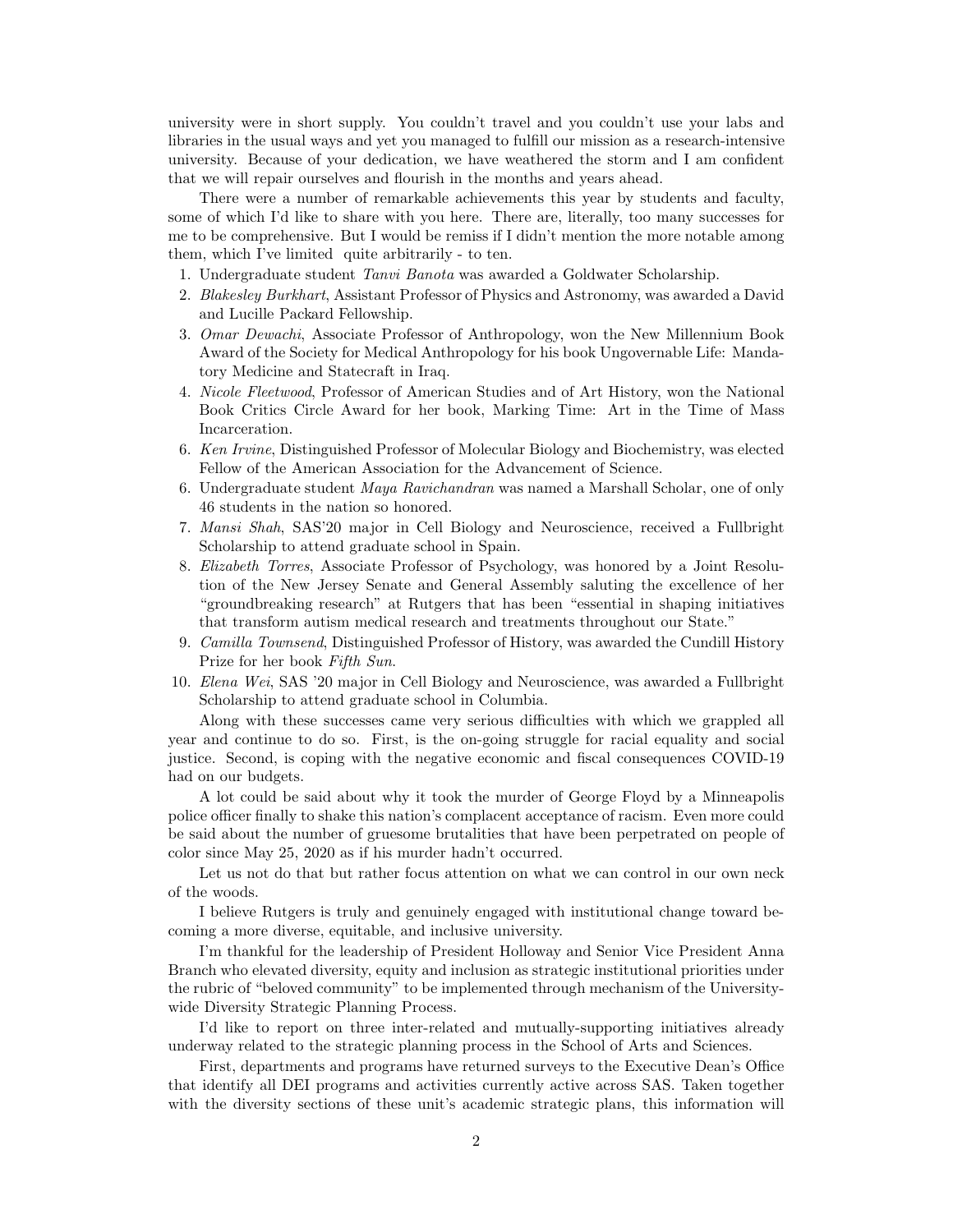university were in short supply. You couldn't travel and you couldn't use your labs and libraries in the usual ways and yet you managed to fulfill our mission as a research-intensive university. Because of your dedication, we have weathered the storm and I am confident that we will repair ourselves and flourish in the months and years ahead.

There were a number of remarkable achievements this year by students and faculty, some of which I'd like to share with you here. There are, literally, too many successes for me to be comprehensive. But I would be remiss if I didn't mention the more notable among them, which I've limited  quite arbitrarily - to ten.

1. Undergraduate student *Tanvi Banota* was awarded a Goldwater Scholarship.
2. *Blakesley Burkhart*, Assistant Professor of Physics and Astronomy, was awarded a David and Lucille Packard Fellowship.
3. *Omar Dewachi*, Associate Professor of Anthropology, won the New Millennium Book Award of the Society for Medical Anthropology for his book Ungovernable Life: Mandatory Medicine and Statecraft in Iraq.
4. *Nicole Fleetwood*, Professor of American Studies and of Art History, won the National Book Critics Circle Award for her book, Marking Time: Art in the Time of Mass Incarceration.
6. *Ken Irvine*, Distinguished Professor of Molecular Biology and Biochemistry, was elected Fellow of the American Association for the Advancement of Science.
6. Undergraduate student *Maya Ravichandran* was named a Marshall Scholar, one of only 46 students in the nation so honored.
7. *Mansi Shah*, SAS'20 major in Cell Biology and Neuroscience, received a Fullbright Scholarship to attend graduate school in Spain.
8. *Elizabeth Torres*, Associate Professor of Psychology, was honored by a Joint Resolution of the New Jersey Senate and General Assembly saluting the excellence of her "groundbreaking research" at Rutgers that has been "essential in shaping initiatives that transform autism medical research and treatments throughout our State."
9. *Camilla Townsend*, Distinguished Professor of History, was awarded the Cundill History Prize for her book *Fifth Sun*.
10. *Elena Wei*, SAS '20 major in Cell Biology and Neuroscience, was awarded a Fullbright Scholarship to attend graduate school in Columbia.

Along with these successes came very serious difficulties with which we grappled all year and continue to do so. First, is the on-going struggle for racial equality and social justice. Second, is coping with the negative economic and fiscal consequences COVID-19 had on our budgets.

A lot could be said about why it took the murder of George Floyd by a Minneapolis police officer finally to shake this nation's complacent acceptance of racism. Even more could be said about the number of gruesome brutalities that have been perpetrated on people of color since May 25, 2020 as if his murder hadn't occurred.

Let us not do that but rather focus attention on what we can control in our own neck of the woods.

I believe Rutgers is truly and genuinely engaged with institutional change toward becoming a more diverse, equitable, and inclusive university.

I'm thankful for the leadership of President Holloway and Senior Vice President Anna Branch who elevated diversity, equity and inclusion as strategic institutional priorities under the rubric of "beloved community" to be implemented through mechanism of the University-wide Diversity Strategic Planning Process.

I'd like to report on three inter-related and mutually-supporting initiatives already underway related to the strategic planning process in the School of Arts and Sciences.

First, departments and programs have returned surveys to the Executive Dean's Office that identify all DEI programs and activities currently active across SAS. Taken together with the diversity sections of these unit's academic strategic plans, this information will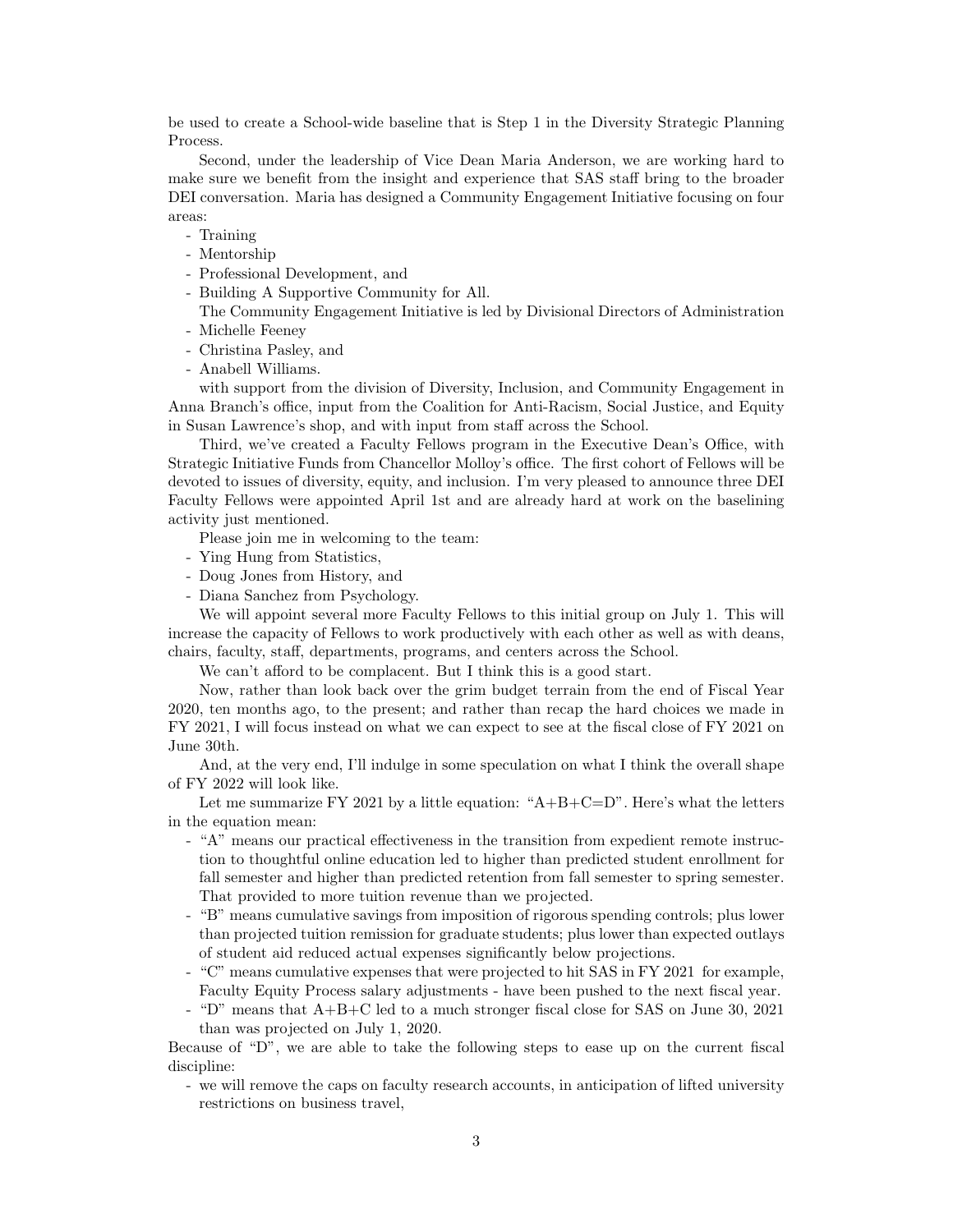be used to create a School-wide baseline that is Step 1 in the Diversity Strategic Planning Process.

Second, under the leadership of Vice Dean Maria Anderson, we are working hard to make sure we benefit from the insight and experience that SAS staff bring to the broader DEI conversation. Maria has designed a Community Engagement Initiative focusing on four areas:

- Training
- Mentorship
- Professional Development, and
- Building A Supportive Community for All.

The Community Engagement Initiative is led by Divisional Directors of Administration

- Michelle Feeney
- Christina Pasley, and
- Anabell Williams.

with support from the division of Diversity, Inclusion, and Community Engagement in Anna Branch's office, input from the Coalition for Anti-Racism, Social Justice, and Equity in Susan Lawrence's shop, and with input from staff across the School.

Third, we've created a Faculty Fellows program in the Executive Dean's Office, with Strategic Initiative Funds from Chancellor Molloy's office. The first cohort of Fellows will be devoted to issues of diversity, equity, and inclusion. I'm very pleased to announce three DEI Faculty Fellows were appointed April 1st and are already hard at work on the baselining activity just mentioned.

Please join me in welcoming to the team:

- Ying Hung from Statistics,
- Doug Jones from History, and
- Diana Sanchez from Psychology.

We will appoint several more Faculty Fellows to this initial group on July 1. This will increase the capacity of Fellows to work productively with each other as well as with deans, chairs, faculty, staff, departments, programs, and centers across the School.

We can't afford to be complacent. But I think this is a good start.

Now, rather than look back over the grim budget terrain from the end of Fiscal Year 2020, ten months ago, to the present; and rather than recap the hard choices we made in FY 2021, I will focus instead on what we can expect to see at the fiscal close of FY 2021 on June 30th.

And, at the very end, I'll indulge in some speculation on what I think the overall shape of FY 2022 will look like.

Let me summarize FY 2021 by a little equation: "A+B+C=D". Here's what the letters in the equation mean:

- "A" means our practical effectiveness in the transition from expedient remote instruction to thoughtful online education led to higher than predicted student enrollment for fall semester and higher than predicted retention from fall semester to spring semester. That provided to more tuition revenue than we projected.
- "B" means cumulative savings from imposition of rigorous spending controls; plus lower than projected tuition remission for graduate students; plus lower than expected outlays of student aid reduced actual expenses significantly below projections.
- "C" means cumulative expenses that were projected to hit SAS in FY 2021 for example, Faculty Equity Process salary adjustments - have been pushed to the next fiscal year.
- "D" means that A+B+C led to a much stronger fiscal close for SAS on June 30, 2021 than was projected on July 1, 2020.

Because of "D", we are able to take the following steps to ease up on the current fiscal discipline:

- we will remove the caps on faculty research accounts, in anticipation of lifted university restrictions on business travel,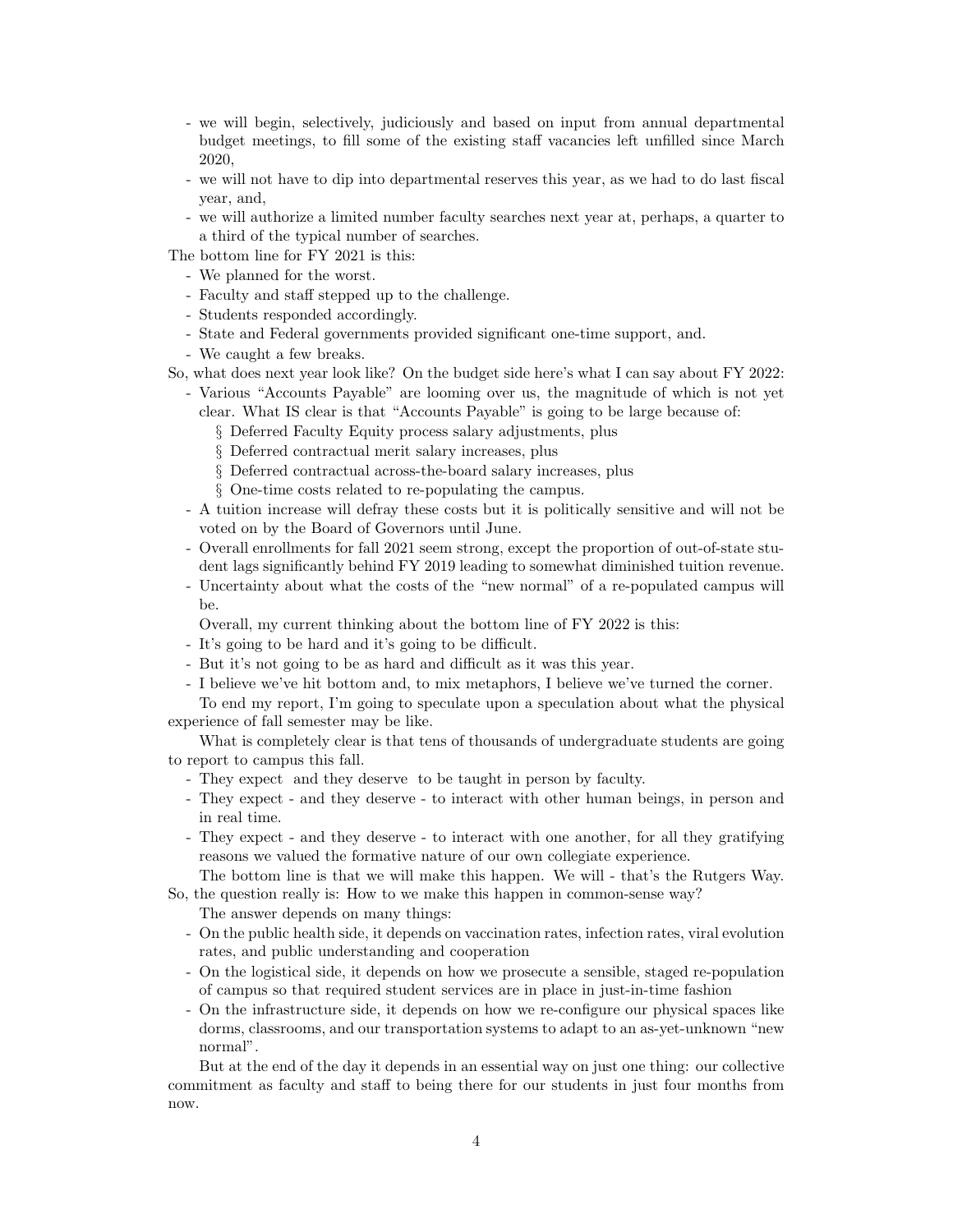- we will begin, selectively, judiciously and based on input from annual departmental budget meetings, to fill some of the existing staff vacancies left unfilled since March 2020,
- we will not have to dip into departmental reserves this year, as we had to do last fiscal year, and,
- we will authorize a limited number faculty searches next year at, perhaps, a quarter to a third of the typical number of searches.

The bottom line for FY 2021 is this:

- We planned for the worst.
- Faculty and staff stepped up to the challenge.
- Students responded accordingly.
- State and Federal governments provided significant one-time support, and.
- We caught a few breaks.

So, what does next year look like? On the budget side here's what I can say about FY 2022:

- Various "Accounts Payable" are looming over us, the magnitude of which is not yet clear. What IS clear is that "Accounts Payable" is going to be large because of:
  - § Deferred Faculty Equity process salary adjustments, plus
  - § Deferred contractual merit salary increases, plus
  - § Deferred contractual across-the-board salary increases, plus
  - § One-time costs related to re-populating the campus.
- A tuition increase will defray these costs but it is politically sensitive and will not be voted on by the Board of Governors until June.
- Overall enrollments for fall 2021 seem strong, except the proportion of out-of-state student lags significantly behind FY 2019 leading to somewhat diminished tuition revenue.
- Uncertainty about what the costs of the "new normal" of a re-populated campus will be.

Overall, my current thinking about the bottom line of FY 2022 is this:

- It's going to be hard and it's going to be difficult.
- But it's not going to be as hard and difficult as it was this year.
- I believe we've hit bottom and, to mix metaphors, I believe we've turned the corner.

To end my report, I'm going to speculate upon a speculation about what the physical experience of fall semester may be like.

What is completely clear is that tens of thousands of undergraduate students are going to report to campus this fall.

- They expect and they deserve to be taught in person by faculty.
- They expect - and they deserve - to interact with other human beings, in person and in real time.
- They expect - and they deserve - to interact with one another, for all they gratifying reasons we valued the formative nature of our own collegiate experience.

The bottom line is that we will make this happen. We will - that's the Rutgers Way. So, the question really is: How to we make this happen in common-sense way?

The answer depends on many things:

- On the public health side, it depends on vaccination rates, infection rates, viral evolution rates, and public understanding and cooperation
- On the logistical side, it depends on how we prosecute a sensible, staged re-population of campus so that required student services are in place in just-in-time fashion
- On the infrastructure side, it depends on how we re-configure our physical spaces like dorms, classrooms, and our transportation systems to adapt to an as-yet-unknown "new normal".

But at the end of the day it depends in an essential way on just one thing: our collective commitment as faculty and staff to being there for our students in just four months from now.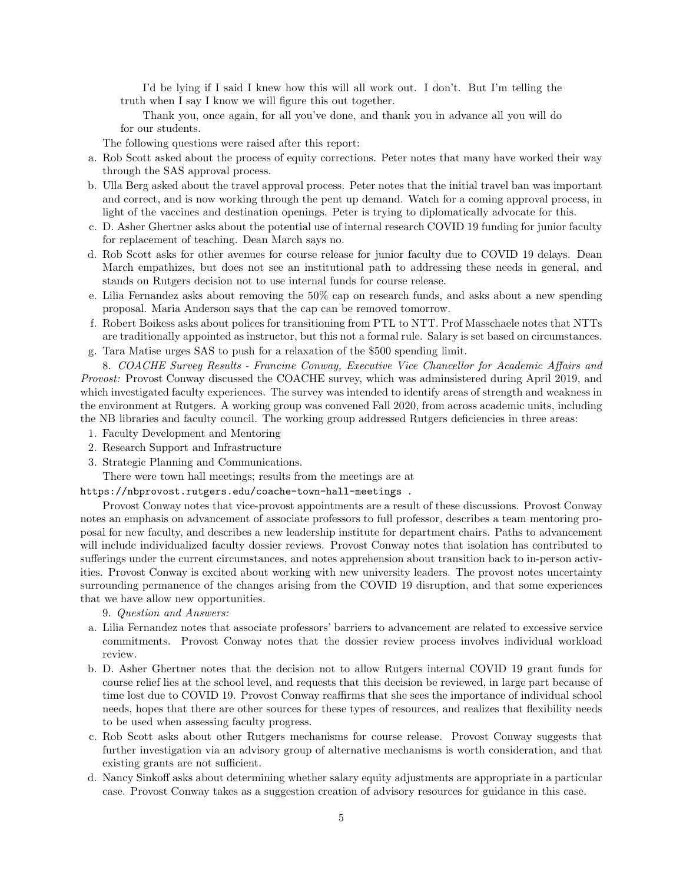I'd be lying if I said I knew how this will all work out. I don't. But I'm telling the truth when I say I know we will figure this out together.

Thank you, once again, for all you've done, and thank you in advance all you will do for our students.

The following questions were raised after this report:

a. Rob Scott asked about the process of equity corrections. Peter notes that many have worked their way through the SAS approval process.
b. Ulla Berg asked about the travel approval process. Peter notes that the initial travel ban was important and correct, and is now working through the pent up demand. Watch for a coming approval process, in light of the vaccines and destination openings. Peter is trying to diplomatically advocate for this.
c. D. Asher Ghertner asks about the potential use of internal research COVID 19 funding for junior faculty for replacement of teaching. Dean March says no.
d. Rob Scott asks for other avenues for course release for junior faculty due to COVID 19 delays. Dean March empathizes, but does not see an institutional path to addressing these needs in general, and stands on Rutgers decision not to use internal funds for course release.
e. Lilia Fernandez asks about removing the 50% cap on research funds, and asks about a new spending proposal. Maria Anderson says that the cap can be removed tomorrow.
f. Robert Boikess asks about polices for transitioning from PTL to NTT. Prof Masschaele notes that NTTs are traditionally appointed as instructor, but this not a formal rule. Salary is set based on circumstances.
g. Tara Matise urges SAS to push for a relaxation of the $500 spending limit.

8. *COACHE Survey Results - Francine Conway, Executive Vice Chancellor for Academic Affairs and Provost:* Provost Conway discussed the COACHE survey, which was adminsistered during April 2019, and which investigated faculty experiences. The survey was intended to identify areas of strength and weakness in the environment at Rutgers. A working group was convened Fall 2020, from across academic units, including the NB libraries and faculty council. The working group addressed Rutgers deficiencies in three areas:

1. Faculty Development and Mentoring
2. Research Support and Infrastructure
3. Strategic Planning and Communications.

There were town hall meetings; results from the meetings are at
`https://nbprovost.rutgers.edu/coache-town-hall-meetings` .

Provost Conway notes that vice-provost appointments are a result of these discussions. Provost Conway notes an emphasis on advancement of associate professors to full professor, describes a team mentoring proposal for new faculty, and describes a new leadership institute for department chairs. Paths to advancement will include individualized faculty dossier reviews. Provost Conway notes that isolation has contributed to sufferings under the current circumstances, and notes apprehension about transition back to in-person activities. Provost Conway is excited about working with new university leaders. The provost notes uncertainty surrounding permanence of the changes arising from the COVID 19 disruption, and that some experiences that we have allow new opportunities.

9. *Question and Answers:*

a. Lilia Fernandez notes that associate professors' barriers to advancement are related to excessive service commitments. Provost Conway notes that the dossier review process involves individual workload review.
b. D. Asher Ghertner notes that the decision not to allow Rutgers internal COVID 19 grant funds for course relief lies at the school level, and requests that this decision be reviewed, in large part because of time lost due to COVID 19. Provost Conway reaffirms that she sees the importance of individual school needs, hopes that there are other sources for these types of resources, and realizes that flexibility needs to be used when assessing faculty progress.
c. Rob Scott asks about other Rutgers mechanisms for course release. Provost Conway suggests that further investigation via an advisory group of alternative mechanisms is worth consideration, and that existing grants are not sufficient.
d. Nancy Sinkoff asks about determining whether salary equity adjustments are appropriate in a particular case. Provost Conway takes as a suggestion creation of advisory resources for guidance in this case.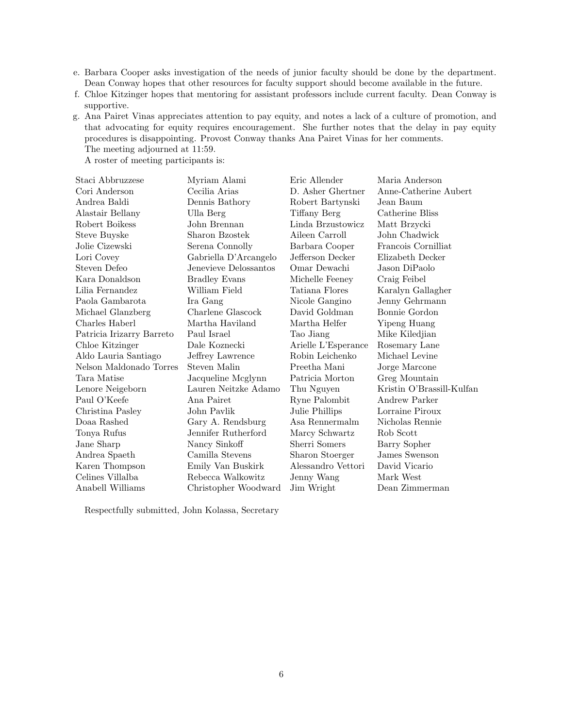e. Barbara Cooper asks investigation of the needs of junior faculty should be done by the department. Dean Conway hopes that other resources for faculty support should become available in the future.
f. Chloe Kitzinger hopes that mentoring for assistant professors include current faculty. Dean Conway is supportive.
g. Ana Pairet Vinas appreciates attention to pay equity, and notes a lack of a culture of promotion, and that advocating for equity requires encouragement. She further notes that the delay in pay equity procedures is disappointing. Provost Conway thanks Ana Pairet Vinas for her comments.

   The meeting adjourned at 11:59.

   A roster of meeting participants is:

| | | | |
|---|---|---|---|
| Staci Abbruzzese | Myriam Alami | Eric Allender | Maria Anderson |
| Cori Anderson | Cecilia Arias | D. Asher Ghertner | Anne-Catherine Aubert |
| Andrea Baldi | Dennis Bathory | Robert Bartynski | Jean Baum |
| Alastair Bellany | Ulla Berg | Tiffany Berg | Catherine Bliss |
| Robert Boikess | John Brennan | Linda Brzustowicz | Matt Brzycki |
| Steve Buyske | Sharon Bzostek | Aileen Carroll | John Chadwick |
| Jolie Cizewski | Serena Connolly | Barbara Cooper | Francois Cornilliat |
| Lori Covey | Gabriella D'Arcangelo | Jefferson Decker | Elizabeth Decker |
| Steven Defeo | Jenevieve Delossantos | Omar Dewachi | Jason DiPaolo |
| Kara Donaldson | Bradley Evans | Michelle Feeney | Craig Feibel |
| Lilia Fernandez | William Field | Tatiana Flores | Karalyn Gallagher |
| Paola Gambarota | Ira Gang | Nicole Gangino | Jenny Gehrmann |
| Michael Glanzberg | Charlene Glascock | David Goldman | Bonnie Gordon |
| Charles Haberl | Martha Haviland | Martha Helfer | Yipeng Huang |
| Patricia Irizarry Barreto | Paul Israel | Tao Jiang | Mike Kiledjian |
| Chloe Kitzinger | Dale Koznecki | Arielle L'Esperance | Rosemary Lane |
| Aldo Lauria Santiago | Jeffrey Lawrence | Robin Leichenko | Michael Levine |
| Nelson Maldonado Torres | Steven Malin | Preetha Mani | Jorge Marcone |
| Tara Matise | Jacqueline Mcglynn | Patricia Morton | Greg Mountain |
| Lenore Neigeborn | Lauren Neitzke Adamo | Thu Nguyen | Kristin O'Brassill-Kulfan |
| Paul O'Keefe | Ana Pairet | Ryne Palombit | Andrew Parker |
| Christina Pasley | John Pavlik | Julie Phillips | Lorraine Piroux |
| Doaa Rashed | Gary A. Rendsburg | Asa Rennermalm | Nicholas Rennie |
| Tonya Rufus | Jennifer Rutherford | Marcy Schwartz | Rob Scott |
| Jane Sharp | Nancy Sinkoff | Sherri Somers | Barry Sopher |
| Andrea Spaeth | Camilla Stevens | Sharon Stoerger | James Swenson |
| Karen Thompson | Emily Van Buskirk | Alessandro Vettori | David Vicario |
| Celines Villalba | Rebecca Walkowitz | Jenny Wang | Mark West |
| Anabell Williams | Christopher Woodward | Jim Wright | Dean Zimmerman |

Respectfully submitted, John Kolassa, Secretary